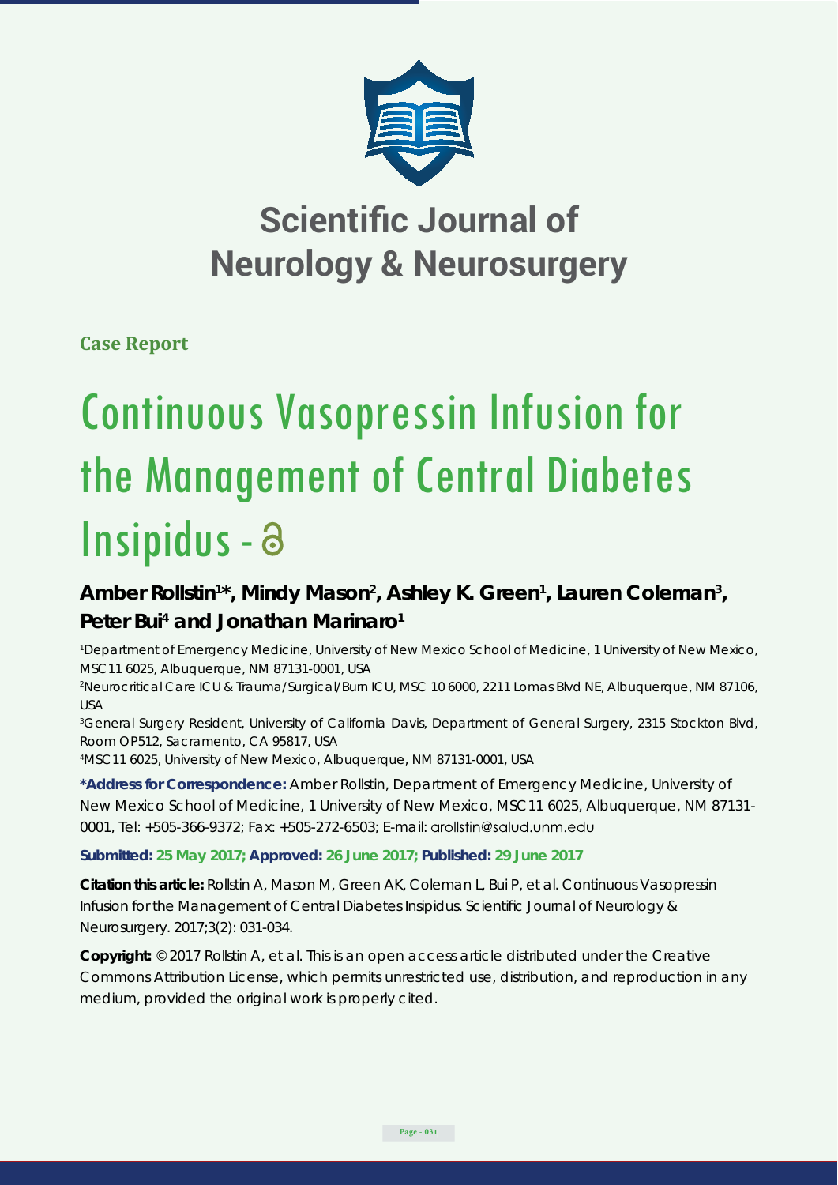# Scientific Journal of Neurology & Neurosurgery

**Case Report**

# Continuous Vasopressin Infusion for the Management of Central Diabetes Insipidus

## Amber Rollstin[1]*, Mindy Mason[2], Ashley K. Green[1], Lauren Coleman[3], Peter Bui[4] and Jonathan Marinaro[1]

[1]Department of Emergency Medicine, University of New Mexico School of Medicine, 1 University of New Mexico, MSC11 6025, Albuquerque, NM 87131-0001, USA

[2]Neurocritical Care ICU & Trauma/Surgical/Burn ICU, MSC 10 6000, 2211 Lomas Blvd NE, Albuquerque, NM 87106, USA

[3]General Surgery Resident, University of California Davis, Department of General Surgery, 2315 Stockton Blvd, Room OP512, Sacramento, CA 95817, USA

[4]MSC11 6025, University of New Mexico, Albuquerque, NM 87131-0001, USA

**\*Address for Correspondence:** Amber Rollstin, Department of Emergency Medicine, University of New Mexico School of Medicine, 1 University of New Mexico, MSC11 6025, Albuquerque, NM 87131-0001, Tel: +505-366-9372; Fax: +505-272-6503; E-mail: arollstin@salud.unm.edu

**Submitted: 25 May 2017; Approved: 26 June 2017; Published: 29 June 2017**

**Citation this article:** Rollstin A, Mason M, Green AK, Coleman L, Bui P, et al. Continuous Vasopressin Infusion for the Management of Central Diabetes Insipidus. Scientific Journal of Neurology & Neurosurgery. 2017;3(2): 031-034.

**Copyright:** © 2017 Rollstin A, et al. This is an open access article distributed under the Creative Commons Attribution License, which permits unrestricted use, distribution, and reproduction in any medium, provided the original work is properly cited.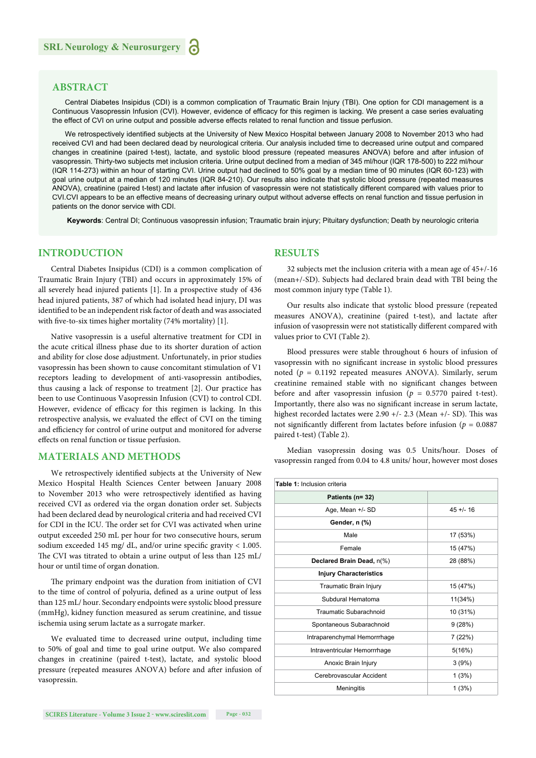## ABSTRACT

Central Diabetes Insipidus (CDI) is a common complication of Traumatic Brain Injury (TBI). One option for CDI management is a Continuous Vasopressin Infusion (CVI). However, evidence of efficacy for this regimen is lacking. We present a case series evaluating the effect of CVI on urine output and possible adverse effects related to renal function and tissue perfusion.

We retrospectively identified subjects at the University of New Mexico Hospital between January 2008 to November 2013 who had received CVI and had been declared dead by neurological criteria. Our analysis included time to decreased urine output and compared changes in creatinine (paired t-test), lactate, and systolic blood pressure (repeated measures ANOVA) before and after infusion of vasopressin. Thirty-two subjects met inclusion criteria. Urine output declined from a median of 345 ml/hour (IQR 178-500) to 222 ml/hour (IQR 114-273) within an hour of starting CVI. Urine output had declined to 50% goal by a median time of 90 minutes (IQR 60-123) with goal urine output at a median of 120 minutes (IQR 84-210). Our results also indicate that systolic blood pressure (repeated measures ANOVA), creatinine (paired t-test) and lactate after infusion of vasopressin were not statistically different compared with values prior to CVI.CVI appears to be an effective means of decreasing urinary output without adverse effects on renal function and tissue perfusion in patients on the donor service with CDI.

**Keywords**: Central DI; Continuous vasopressin infusion; Traumatic brain injury; Pituitary dysfunction; Death by neurologic criteria

## INTRODUCTION

Central Diabetes Insipidus (CDI) is a common complication of Traumatic Brain Injury (TBI) and occurs in approximately 15% of all severely head injured patients [1]. In a prospective study of 436 head injured patients, 387 of which had isolated head injury, DI was identified to be an independent risk factor of death and was associated with five-to-six times higher mortality (74% mortality) [1].

Native vasopressin is a useful alternative treatment for CDI in the acute critical illness phase due to its shorter duration of action and ability for close dose adjustment. Unfortunately, in prior studies vasopressin has been shown to cause concomitant stimulation of V1 receptors leading to development of anti-vasopressin antibodies, thus causing a lack of response to treatment [2]. Our practice has been to use Continuous Vasopressin Infusion (CVI) to control CDI. However, evidence of efficacy for this regimen is lacking. In this retrospective analysis, we evaluated the effect of CVI on the timing and efficiency for control of urine output and monitored for adverse effects on renal function or tissue perfusion.

## MATERIALS AND METHODS

We retrospectively identified subjects at the University of New Mexico Hospital Health Sciences Center between January 2008 to November 2013 who were retrospectively identified as having received CVI as ordered via the organ donation order set. Subjects had been declared dead by neurological criteria and had received CVI for CDI in the ICU. The order set for CVI was activated when urine output exceeded 250 mL per hour for two consecutive hours, serum sodium exceeded 145 mg/ dL, and/or urine specific gravity < 1.005. The CVI was titrated to obtain a urine output of less than 125 mL/ hour or until time of organ donation.

The primary endpoint was the duration from initiation of CVI to the time of control of polyuria, defined as a urine output of less than 125 mL/ hour. Secondary endpoints were systolic blood pressure (mmHg), kidney function measured as serum creatinine, and tissue ischemia using serum lactate as a surrogate marker.

We evaluated time to decreased urine output, including time to 50% of goal and time to goal urine output. We also compared changes in creatinine (paired t-test), lactate, and systolic blood pressure (repeated measures ANOVA) before and after infusion of vasopressin.

## RESULTS

32 subjects met the inclusion criteria with a mean age of 45+/-16 (mean+/-SD). Subjects had declared brain dead with TBI being the most common injury type (Table 1).

Our results also indicate that systolic blood pressure (repeated measures ANOVA), creatinine (paired t-test), and lactate after infusion of vasopressin were not statistically different compared with values prior to CVI (Table 2).

Blood pressures were stable throughout 6 hours of infusion of vasopressin with no significant increase in systolic blood pressures noted ($p$ = 0.1192 repeated measures ANOVA). Similarly, serum creatinine remained stable with no significant changes between before and after vasopressin infusion ($p$ = 0.5770 paired t-test). Importantly, there also was no significant increase in serum lactate, highest recorded lactates were 2.90 +/- 2.3 (Mean +/- SD). This was not significantly different from lactates before infusion ($p$ = 0.0887 paired t-test) (Table 2).

Median vasopressin dosing was 0.5 Units/hour. Doses of vasopressin ranged from 0.04 to 4.8 units/ hour, however most doses

**Table 1:** Inclusion criteria

| **Patients (n= 32)** | |
|---|---|
| Age, Mean +/- SD | 45 +/- 16 |
| **Gender, n (%)** | |
| Male | 17 (53%) |
| Female | 15 (47%) |
| **Declared Brain Dead,** n(%) | 28 (88%) |
| **Injury Characteristics** | |
| Traumatic Brain Injury | 15 (47%) |
| Subdural Hematoma | 11(34%) |
| Traumatic Subarachnoid | 10 (31%) |
| Spontaneous Subarachnoid | 9 (28%) |
| Intraparenchymal Hemorrrhage | 7 (22%) |
| Intraventricular Hemorrrhage | 5(16%) |
| Anoxic Brain Injury | 3 (9%) |
| Cerebrovascular Accident | 1 (3%) |
| Meningitis | 1 (3%) |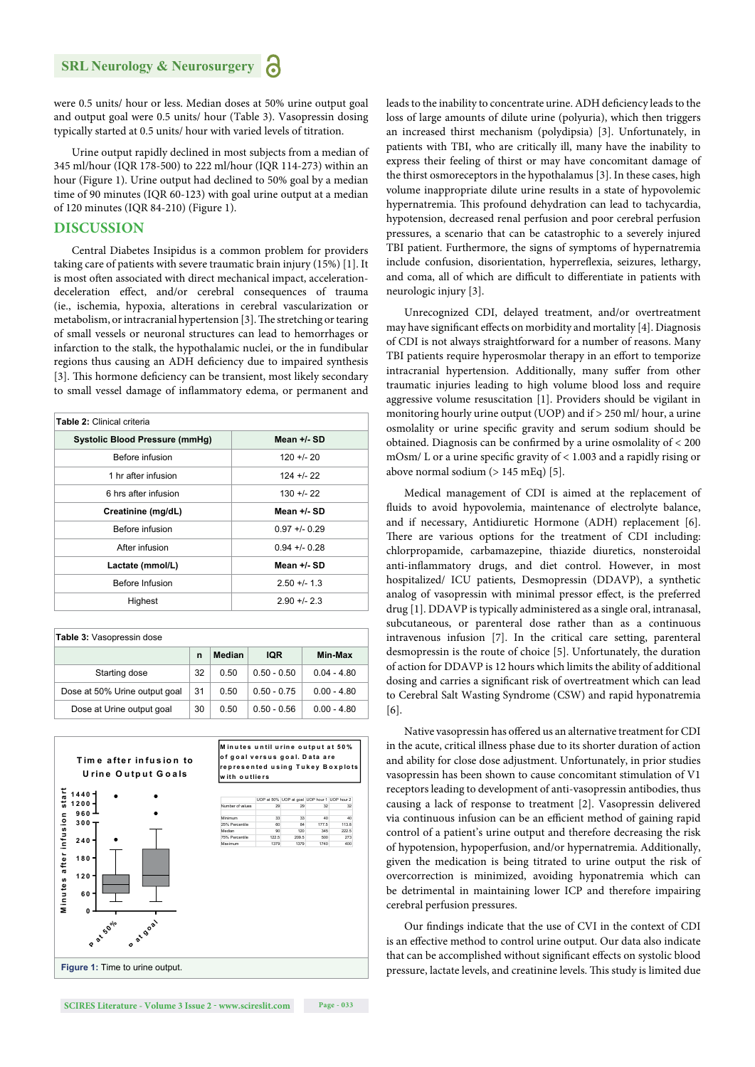were 0.5 units/ hour or less. Median doses at 50% urine output goal and output goal were 0.5 units/ hour (Table 3). Vasopressin dosing typically started at 0.5 units/ hour with varied levels of titration.

Urine output rapidly declined in most subjects from a median of 345 ml/hour (IQR 178-500) to 222 ml/hour (IQR 114-273) within an hour (Figure 1). Urine output had declined to 50% goal by a median time of 90 minutes (IQR 60-123) with goal urine output at a median of 120 minutes (IQR 84-210) (Figure 1).

## DISCUSSION

Central Diabetes Insipidus is a common problem for providers taking care of patients with severe traumatic brain injury (15%) [1]. It is most often associated with direct mechanical impact, acceleration-deceleration effect, and/or cerebral consequences of trauma (ie., ischemia, hypoxia, alterations in cerebral vascularization or metabolism, or intracranial hypertension [3]. The stretching or tearing of small vessels or neuronal structures can lead to hemorrhages or infarction to the stalk, the hypothalamic nuclei, or the in fundibular regions thus causing an ADH deficiency due to impaired synthesis [3]. This hormone deficiency can be transient, most likely secondary to small vessel damage of inflammatory edema, or permanent and leads to the inability to concentrate urine. ADH deficiency leads to the loss of large amounts of dilute urine (polyuria), which then triggers an increased thirst mechanism (polydipsia) [3]. Unfortunately, in patients with TBI, who are critically ill, many have the inability to express their feeling of thirst or may have concomitant damage of the thirst osmoreceptors in the hypothalamus [3]. In these cases, high volume inappropriate dilute urine results in a state of hypovolemic hypernatremia. This profound dehydration can lead to tachycardia, hypotension, decreased renal perfusion and poor cerebral perfusion pressures, a scenario that can be catastrophic to a severely injured TBI patient. Furthermore, the signs of symptoms of hypernatremia include confusion, disorientation, hyperreflexia, seizures, lethargy, and coma, all of which are difficult to differentiate in patients with neurologic injury [3].

**Table 2:** Clinical criteria

| Systolic Blood Pressure (mmHg) | Mean +/- SD |
|---|---|
| Before infusion | 120 +/- 20 |
| 1 hr after infusion | 124 +/- 22 |
| 6 hrs after infusion | 130 +/- 22 |
| **Creatinine (mg/dL)** | **Mean +/- SD** |
| Before infusion | 0.97 +/- 0.29 |
| After infusion | 0.94 +/- 0.28 |
| **Lactate (mmol/L)** | **Mean +/- SD** |
| Before Infusion | 2.50 +/- 1.3 |
| Highest | 2.90 +/- 2.3 |

**Table 3:** Vasopressin dose

| | n | Median | IQR | Min-Max |
|---|---|---|---|---|
| Starting dose | 32 | 0.50 | 0.50 - 0.50 | 0.04 - 4.80 |
| Dose at 50% Urine output goal | 31 | 0.50 | 0.50 - 0.75 | 0.00 - 4.80 |
| Dose at Urine output goal | 30 | 0.50 | 0.50 - 0.56 | 0.00 - 4.80 |

Time after infusion to Urine Output Goals

Minutes until urine output at 50% of goal versus goal. Data are represented using Tukey Boxplots with outliers

| | UOP at 50% | UOP at goal | UOP hour 1 | UOP hour 2 |
|---|---|---|---|---|
| Number of values | 29 | 29 | 32 | 32 |
| Minimum | 33 | 33 | 40 | 40 |
| 25% Percentile | 60 | 84 | 177.5 | 113.8 |
| Median | 90 | 120 | 345 | 222.5 |
| 75% Percentile | 122.5 | 209.5 | 500 | 273 |
| Maximum | 1379 | 1379 | 1740 | 400 |

**Figure 1:** Time to urine output.

Unrecognized CDI, delayed treatment, and/or overtreatment may have significant effects on morbidity and mortality [4]. Diagnosis of CDI is not always straightforward for a number of reasons. Many TBI patients require hyperosmolar therapy in an effort to temporize intracranial hypertension. Additionally, many suffer from other traumatic injuries leading to high volume blood loss and require aggressive volume resuscitation [1]. Providers should be vigilant in monitoring hourly urine output (UOP) and if > 250 ml/ hour, a urine osmolality or urine specific gravity and serum sodium should be obtained. Diagnosis can be confirmed by a urine osmolality of < 200 mOsm/ L or a urine specific gravity of < 1.003 and a rapidly rising or above normal sodium (> 145 mEq) [5].

Medical management of CDI is aimed at the replacement of fluids to avoid hypovolemia, maintenance of electrolyte balance, and if necessary, Antidiuretic Hormone (ADH) replacement [6]. There are various options for the treatment of CDI including: chlorpropamide, carbamazepine, thiazide diuretics, nonsteroidal anti-inflammatory drugs, and diet control. However, in most hospitalized/ ICU patients, Desmopressin (DDAVP), a synthetic analog of vasopressin with minimal pressor effect, is the preferred drug [1]. DDAVP is typically administered as a single oral, intranasal, subcutaneous, or parenteral dose rather than as a continuous intravenous infusion [7]. In the critical care setting, parenteral desmopressin is the route of choice [5]. Unfortunately, the duration of action for DDAVP is 12 hours which limits the ability of additional dosing and carries a significant risk of overtreatment which can lead to Cerebral Salt Wasting Syndrome (CSW) and rapid hyponatremia [6].

Native vasopressin has offered us an alternative treatment for CDI in the acute, critical illness phase due to its shorter duration of action and ability for close dose adjustment. Unfortunately, in prior studies vasopressin has been shown to cause concomitant stimulation of V1 receptors leading to development of anti-vasopressin antibodies, thus causing a lack of response to treatment [2]. Vasopressin delivered via continuous infusion can be an efficient method of gaining rapid control of a patient's urine output and therefore decreasing the risk of hypotension, hypoperfusion, and/or hypernatremia. Additionally, given the medication is being titrated to urine output the risk of overcorrection is minimized, avoiding hyponatremia which can be detrimental in maintaining lower ICP and therefore impairing cerebral perfusion pressures.

Our findings indicate that the use of CVI in the context of CDI is an effective method to control urine output. Our data also indicate that can be accomplished without significant effects on systolic blood pressure, lactate levels, and creatinine levels. This study is limited due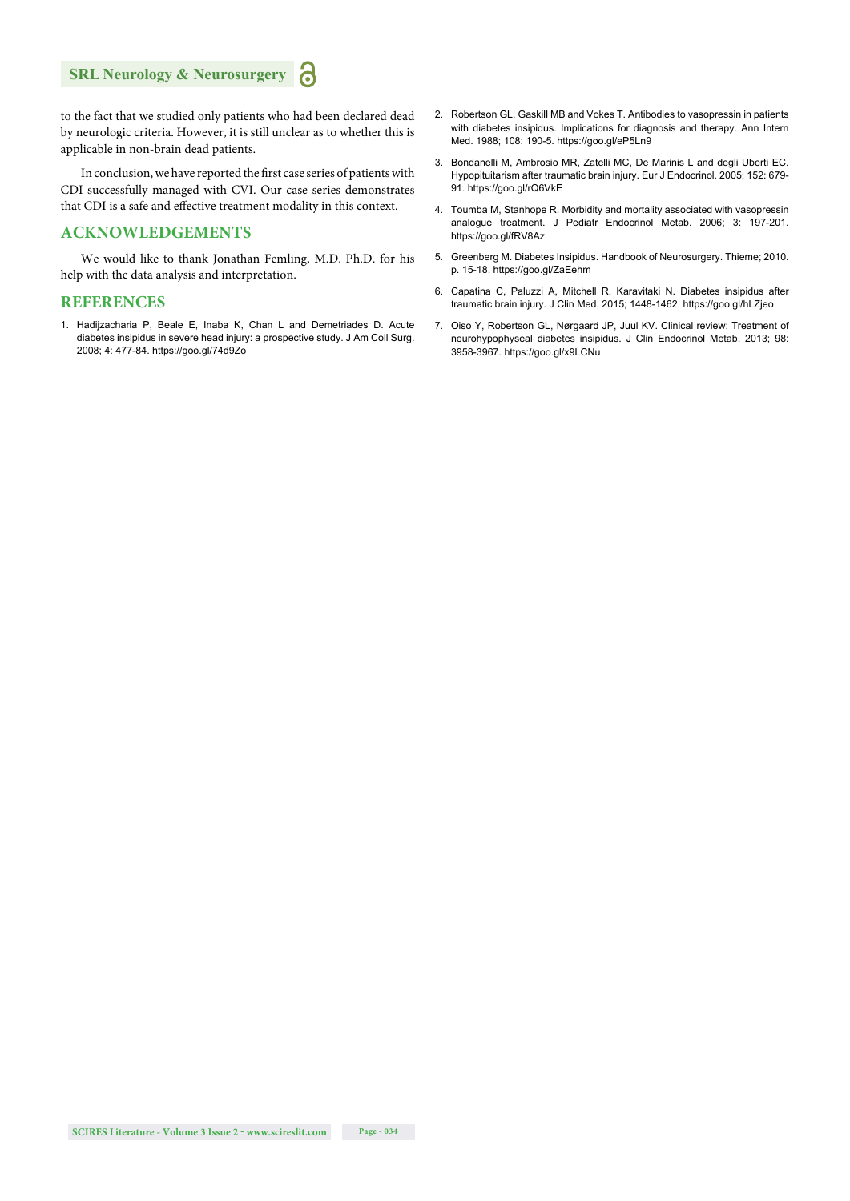to the fact that we studied only patients who had been declared dead by neurologic criteria. However, it is still unclear as to whether this is applicable in non-brain dead patients.

In conclusion, we have reported the first case series of patients with CDI successfully managed with CVI. Our case series demonstrates that CDI is a safe and effective treatment modality in this context.

## ACKNOWLEDGEMENTS

We would like to thank Jonathan Femling, M.D. Ph.D. for his help with the data analysis and interpretation.

## REFERENCES

1. Hadjizacharia P, Beale E, Inaba K, Chan L and Demetriades D. Acute diabetes insipidus in severe head injury: a prospective study. J Am Coll Surg. 2008; 4: 477-84. https://goo.gl/74d9Zo
2. Robertson GL, Gaskill MB and Vokes T. Antibodies to vasopressin in patients with diabetes insipidus. Implications for diagnosis and therapy. Ann Intern Med. 1988; 108: 190-5. https://goo.gl/eP5Ln9
3. Bondanelli M, Ambrosio MR, Zatelli MC, De Marinis L and degli Uberti EC. Hypopituitarism after traumatic brain injury. Eur J Endocrinol. 2005; 152: 679-91. https://goo.gl/rQ6VkE
4. Toumba M, Stanhope R. Morbidity and mortality associated with vasopressin analogue treatment. J Pediatr Endocrinol Metab. 2006; 3: 197-201. https://goo.gl/fRV8Az
5. Greenberg M. Diabetes Insipidus. Handbook of Neurosurgery. Thieme; 2010. p. 15-18. https://goo.gl/ZaEehm
6. Capatina C, Paluzzi A, Mitchell R, Karavitaki N. Diabetes insipidus after traumatic brain injury. J Clin Med. 2015; 1448-1462. https://goo.gl/hLZjeo
7. Oiso Y, Robertson GL, Nørgaard JP, Juul KV. Clinical review: Treatment of neurohypophyseal diabetes insipidus. J Clin Endocrinol Metab. 2013; 98: 3958-3967. https://goo.gl/x9LCNu